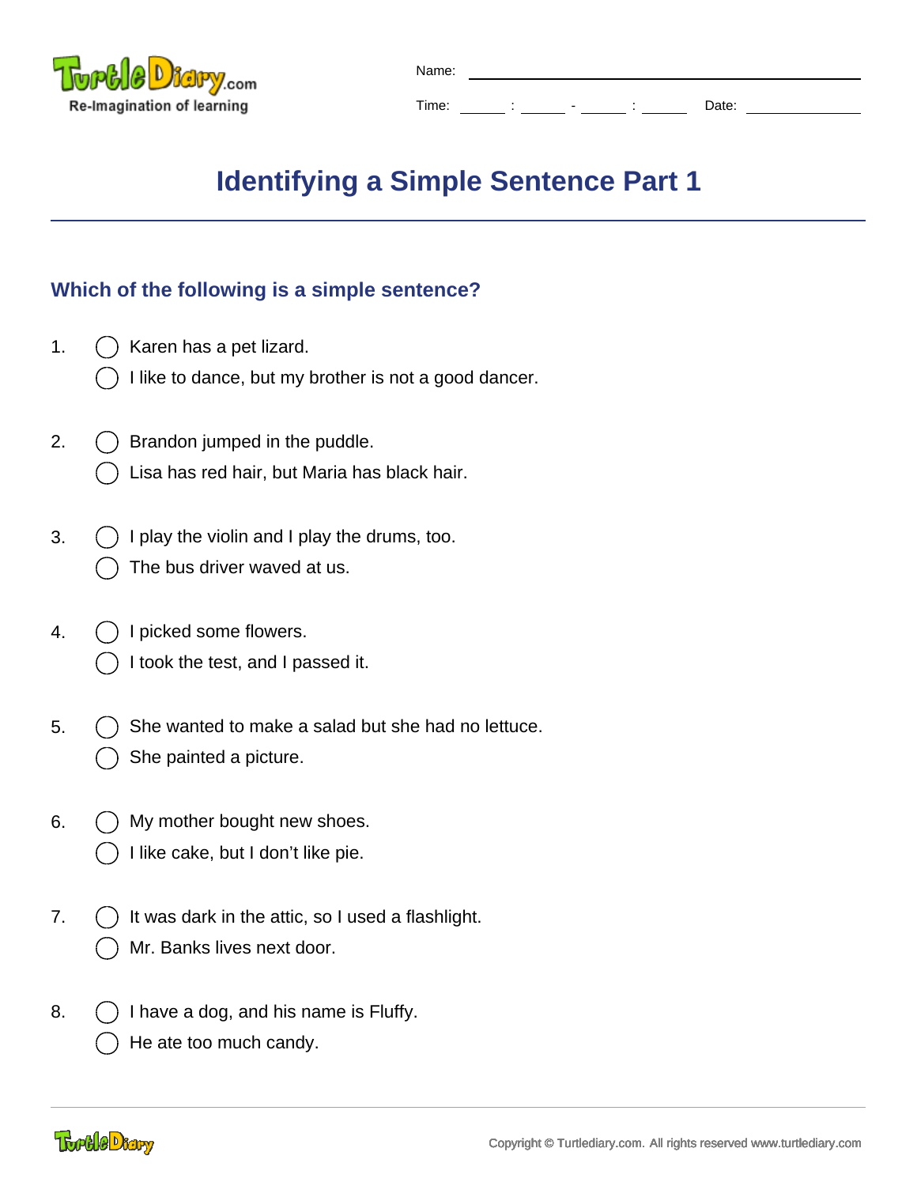Name: ________________________________

Time: _____ : _____ - _____ : _____ Date: ____________

# Identifying a Simple Sentence Part 1

## Which of the following is a simple sentence?

1. ◯ Karen has a pet lizard.
   ◯ I like to dance, but my brother is not a good dancer.

2. ◯ Brandon jumped in the puddle.
   ◯ Lisa has red hair, but Maria has black hair.

3. ◯ I play the violin and I play the drums, too.
   ◯ The bus driver waved at us.

4. ◯ I picked some flowers.
   ◯ I took the test, and I passed it.

5. ◯ She wanted to make a salad but she had no lettuce.
   ◯ She painted a picture.

6. ◯ My mother bought new shoes.
   ◯ I like cake, but I don't like pie.

7. ◯ It was dark in the attic, so I used a flashlight.
   ◯ Mr. Banks lives next door.

8. ◯ I have a dog, and his name is Fluffy.
   ◯ He ate too much candy.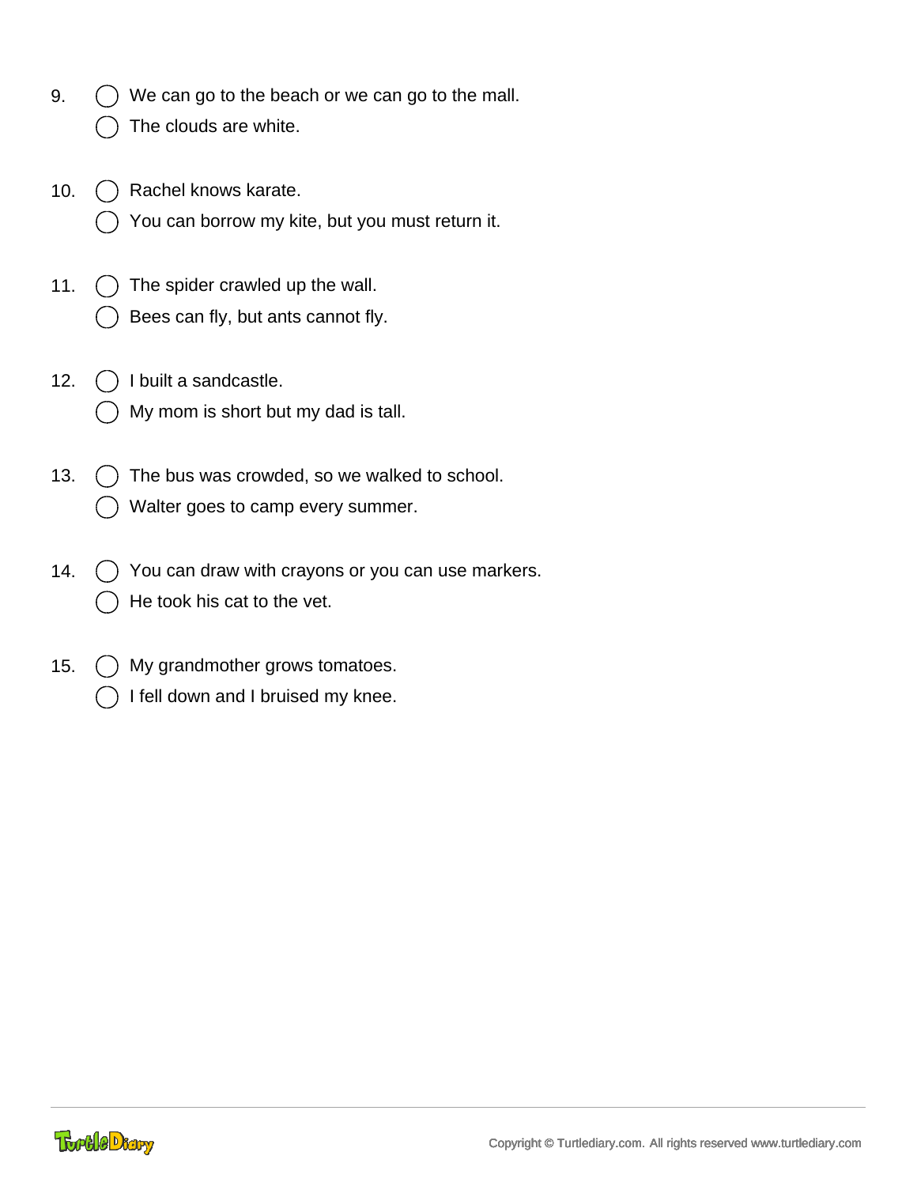9. ◯ We can go to the beach or we can go to the mall.
   ◯ The clouds are white.

10. ◯ Rachel knows karate.
    ◯ You can borrow my kite, but you must return it.

11. ◯ The spider crawled up the wall.
    ◯ Bees can fly, but ants cannot fly.

12. ◯ I built a sandcastle.
    ◯ My mom is short but my dad is tall.

13. ◯ The bus was crowded, so we walked to school.
    ◯ Walter goes to camp every summer.

14. ◯ You can draw with crayons or you can use markers.
    ◯ He took his cat to the vet.

15. ◯ My grandmother grows tomatoes.
    ◯ I fell down and I bruised my knee.